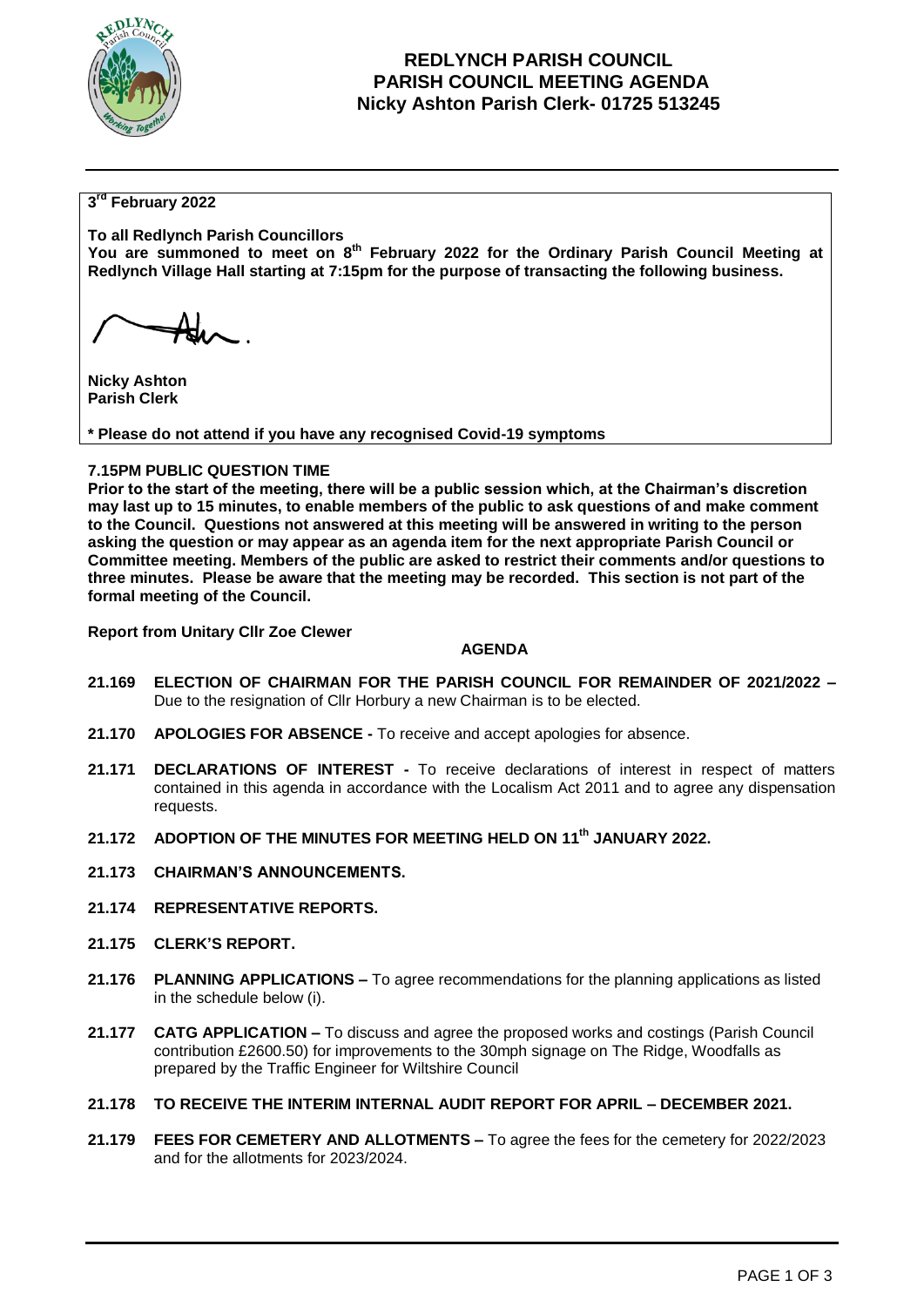# REDLYNCH PARISH COUNCIL
# PARISH COUNCIL MEETING AGENDA
## Nicky Ashton Parish Clerk- 01725 513245

**3rd February 2022**

**To all Redlynch Parish Councillors**
**You are summoned to meet on 8th February 2022 for the Ordinary Parish Council Meeting at Redlynch Village Hall starting at 7:15pm for the purpose of transacting the following business.**

**Nicky Ashton**
**Parish Clerk**

**\* Please do not attend if you have any recognised Covid-19 symptoms**

**7.15PM PUBLIC QUESTION TIME**
**Prior to the start of the meeting, there will be a public session which, at the Chairman's discretion may last up to 15 minutes, to enable members of the public to ask questions of and make comment to the Council. Questions not answered at this meeting will be answered in writing to the person asking the question or may appear as an agenda item for the next appropriate Parish Council or Committee meeting. Members of the public are asked to restrict their comments and/or questions to three minutes. Please be aware that the meeting may be recorded. This section is not part of the formal meeting of the Council.**

**Report from Unitary Cllr Zoe Clewer**

**AGENDA**

**21.169 ELECTION OF CHAIRMAN FOR THE PARISH COUNCIL FOR REMAINDER OF 2021/2022 –** Due to the resignation of Cllr Horbury a new Chairman is to be elected.

**21.170 APOLOGIES FOR ABSENCE -** To receive and accept apologies for absence.

**21.171 DECLARATIONS OF INTEREST -** To receive declarations of interest in respect of matters contained in this agenda in accordance with the Localism Act 2011 and to agree any dispensation requests.

**21.172 ADOPTION OF THE MINUTES FOR MEETING HELD ON 11th JANUARY 2022.**

**21.173 CHAIRMAN'S ANNOUNCEMENTS.**

**21.174 REPRESENTATIVE REPORTS.**

**21.175 CLERK'S REPORT.**

**21.176 PLANNING APPLICATIONS –** To agree recommendations for the planning applications as listed in the schedule below (i).

**21.177 CATG APPLICATION –** To discuss and agree the proposed works and costings (Parish Council contribution £2600.50) for improvements to the 30mph signage on The Ridge, Woodfalls as prepared by the Traffic Engineer for Wiltshire Council

**21.178 TO RECEIVE THE INTERIM INTERNAL AUDIT REPORT FOR APRIL – DECEMBER 2021.**

**21.179 FEES FOR CEMETERY AND ALLOTMENTS –** To agree the fees for the cemetery for 2022/2023 and for the allotments for 2023/2024.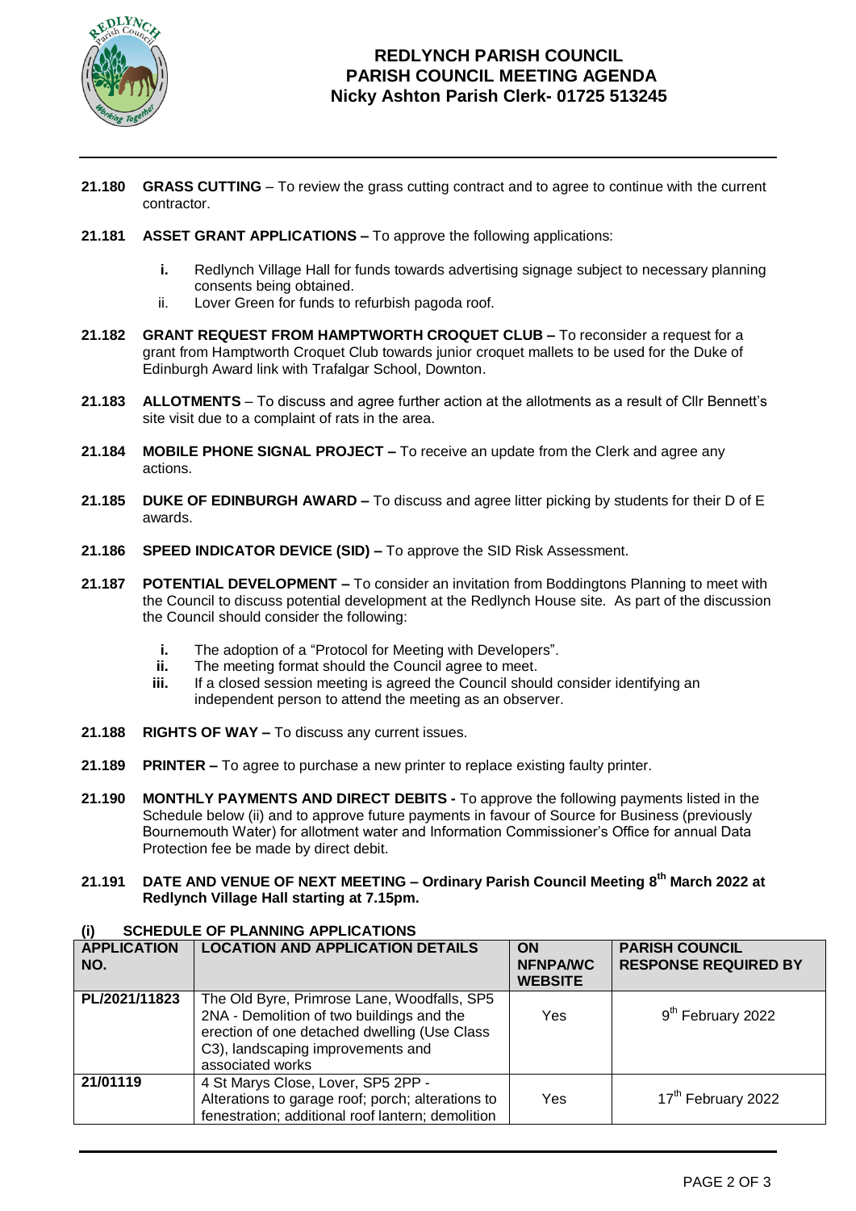**REDLYNCH PARISH COUNCIL**
**PARISH COUNCIL MEETING AGENDA**
**Nicky Ashton Parish Clerk- 01725 513245**

**21.180 GRASS CUTTING** – To review the grass cutting contract and to agree to continue with the current contractor.

**21.181 ASSET GRANT APPLICATIONS –** To approve the following applications:

- **i.** Redlynch Village Hall for funds towards advertising signage subject to necessary planning consents being obtained.
- ii. Lover Green for funds to refurbish pagoda roof.

**21.182 GRANT REQUEST FROM HAMPTWORTH CROQUET CLUB –** To reconsider a request for a grant from Hamptworth Croquet Club towards junior croquet mallets to be used for the Duke of Edinburgh Award link with Trafalgar School, Downton.

**21.183 ALLOTMENTS** – To discuss and agree further action at the allotments as a result of Cllr Bennett's site visit due to a complaint of rats in the area.

**21.184 MOBILE PHONE SIGNAL PROJECT –** To receive an update from the Clerk and agree any actions.

**21.185 DUKE OF EDINBURGH AWARD –** To discuss and agree litter picking by students for their D of E awards.

**21.186 SPEED INDICATOR DEVICE (SID) –** To approve the SID Risk Assessment.

**21.187 POTENTIAL DEVELOPMENT –** To consider an invitation from Boddingtons Planning to meet with the Council to discuss potential development at the Redlynch House site. As part of the discussion the Council should consider the following:

- **i.** The adoption of a "Protocol for Meeting with Developers".
- **ii.** The meeting format should the Council agree to meet.
- **iii.** If a closed session meeting is agreed the Council should consider identifying an independent person to attend the meeting as an observer.

**21.188 RIGHTS OF WAY –** To discuss any current issues.

**21.189 PRINTER –** To agree to purchase a new printer to replace existing faulty printer.

**21.190 MONTHLY PAYMENTS AND DIRECT DEBITS -** To approve the following payments listed in the Schedule below (ii) and to approve future payments in favour of Source for Business (previously Bournemouth Water) for allotment water and Information Commissioner's Office for annual Data Protection fee be made by direct debit.

**21.191 DATE AND VENUE OF NEXT MEETING – Ordinary Parish Council Meeting 8th March 2022 at Redlynch Village Hall starting at 7.15pm.**

**(i) SCHEDULE OF PLANNING APPLICATIONS**

| APPLICATION NO. | LOCATION AND APPLICATION DETAILS | ON NFNPA/WC WEBSITE | PARISH COUNCIL RESPONSE REQUIRED BY |
|---|---|---|---|
| **PL/2021/11823** | The Old Byre, Primrose Lane, Woodfalls, SP5 2NA - Demolition of two buildings and the erection of one detached dwelling (Use Class C3), landscaping improvements and associated works | Yes | 9th February 2022 |
| **21/01119** | 4 St Marys Close, Lover, SP5 2PP - Alterations to garage roof; porch; alterations to fenestration; additional roof lantern; demolition | Yes | 17th February 2022 |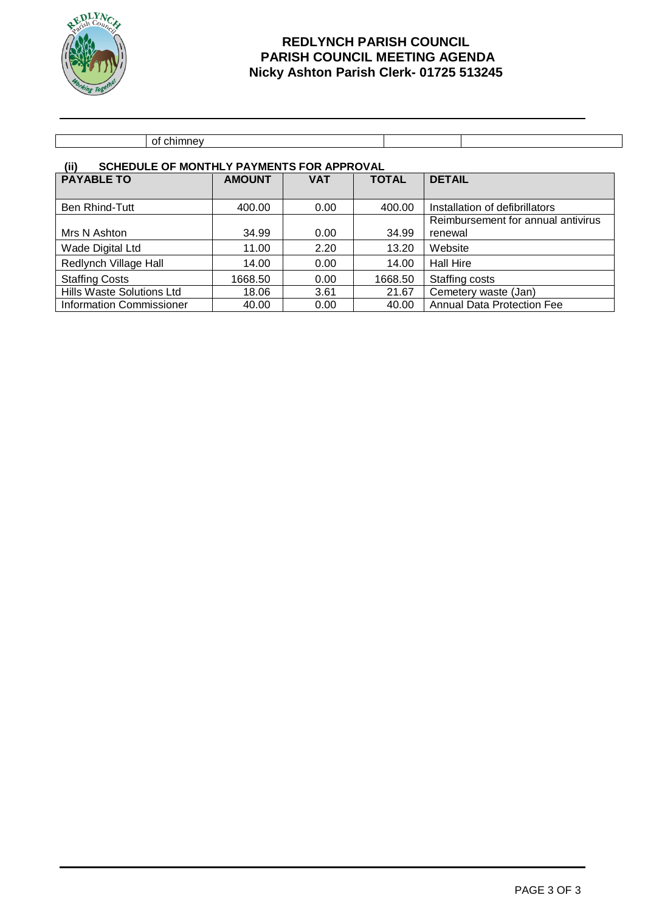| | | | |
|---|---|---|---|
| | of chimney | | |

**(ii) SCHEDULE OF MONTHLY PAYMENTS FOR APPROVAL**

| PAYABLE TO | AMOUNT | VAT | TOTAL | DETAIL |
|---|---|---|---|---|
| Ben Rhind-Tutt | 400.00 | 0.00 | 400.00 | Installation of defibrillators |
| Mrs N Ashton | 34.99 | 0.00 | 34.99 | Reimbursement for annual antivirus renewal |
| Wade Digital Ltd | 11.00 | 2.20 | 13.20 | Website |
| Redlynch Village Hall | 14.00 | 0.00 | 14.00 | Hall Hire |
| Staffing Costs | 1668.50 | 0.00 | 1668.50 | Staffing costs |
| Hills Waste Solutions Ltd | 18.06 | 3.61 | 21.67 | Cemetery waste (Jan) |
| Information Commissioner | 40.00 | 0.00 | 40.00 | Annual Data Protection Fee |